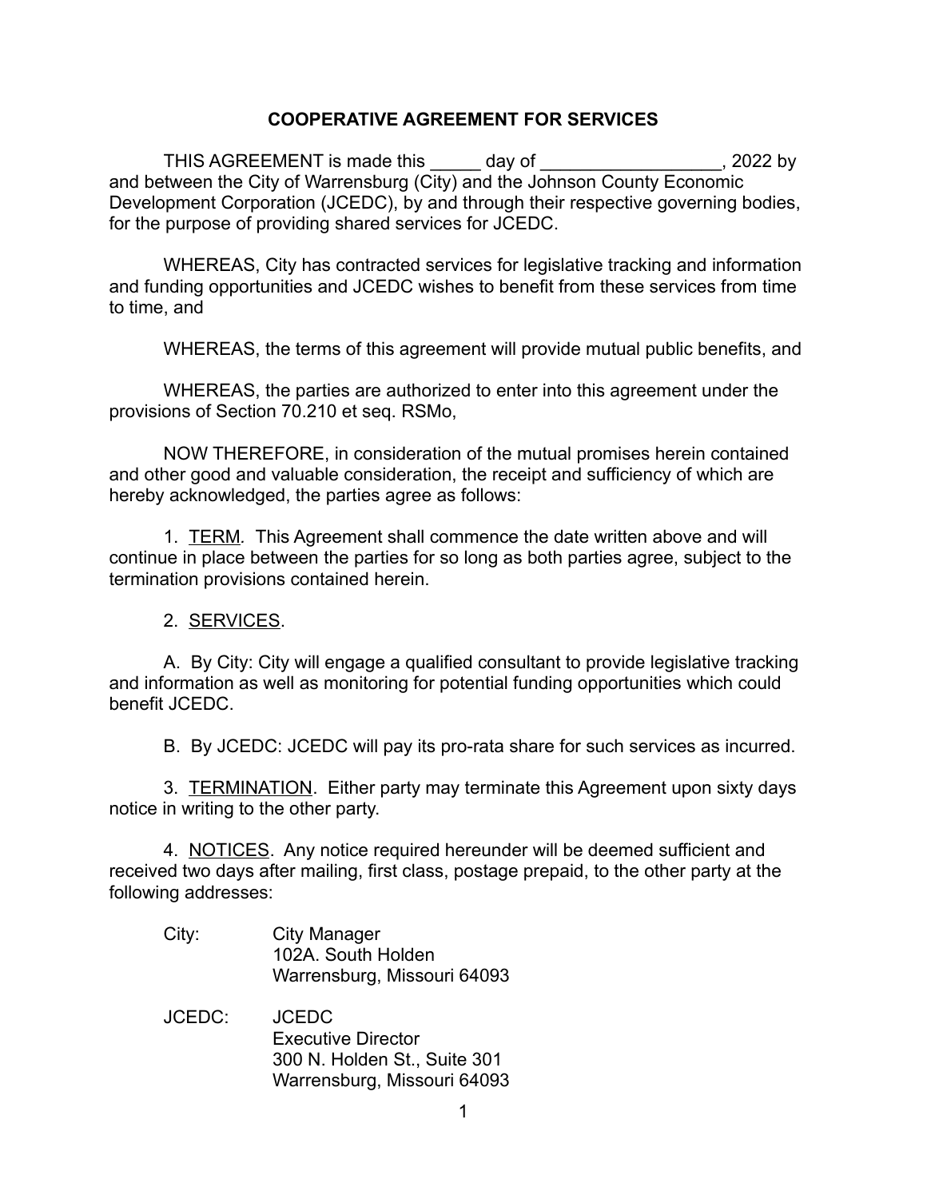# COOPERATIVE AGREEMENT FOR SERVICES

THIS AGREEMENT is made this _____ day of __________________, 2022 by and between the City of Warrensburg (City) and the Johnson County Economic Development Corporation (JCEDC), by and through their respective governing bodies, for the purpose of providing shared services for JCEDC.

WHEREAS, City has contracted services for legislative tracking and information and funding opportunities and JCEDC wishes to benefit from these services from time to time, and

WHEREAS, the terms of this agreement will provide mutual public benefits, and

WHEREAS, the parties are authorized to enter into this agreement under the provisions of Section 70.210 et seq. RSMo,

NOW THEREFORE, in consideration of the mutual promises herein contained and other good and valuable consideration, the receipt and sufficiency of which are hereby acknowledged, the parties agree as follows:

1. TERM*.* This Agreement shall commence the date written above and will continue in place between the parties for so long as both parties agree, subject to the termination provisions contained herein.

2. SERVICES.

A. By City: City will engage a qualified consultant to provide legislative tracking and information as well as monitoring for potential funding opportunities which could benefit JCEDC.

B. By JCEDC: JCEDC will pay its pro-rata share for such services as incurred.

3. TERMINATION. Either party may terminate this Agreement upon sixty days notice in writing to the other party.

4. NOTICES. Any notice required hereunder will be deemed sufficient and received two days after mailing, first class, postage prepaid, to the other party at the following addresses:

City: City Manager
102A. South Holden
Warrensburg, Missouri 64093

JCEDC: JCEDC
Executive Director
300 N. Holden St., Suite 301
Warrensburg, Missouri 64093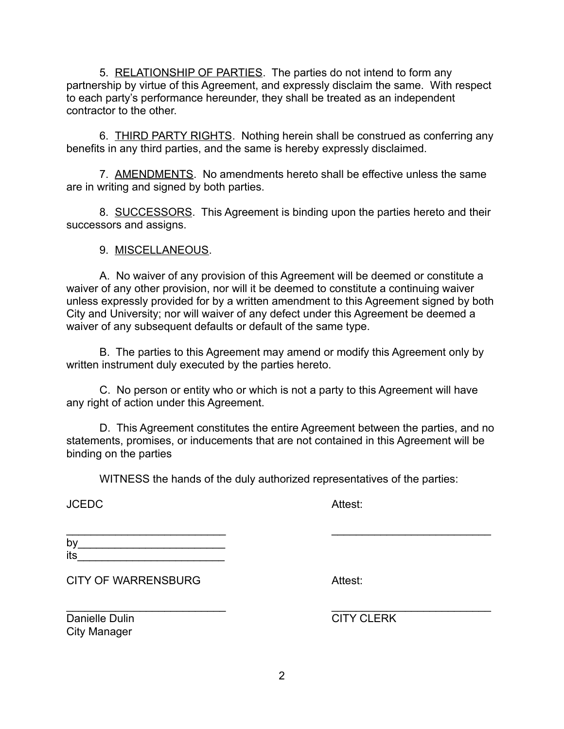5. <u>RELATIONSHIP OF PARTIES</u>. The parties do not intend to form any partnership by virtue of this Agreement, and expressly disclaim the same. With respect to each party's performance hereunder, they shall be treated as an independent contractor to the other.

6. <u>THIRD PARTY RIGHTS</u>. Nothing herein shall be construed as conferring any benefits in any third parties, and the same is hereby expressly disclaimed.

7. <u>AMENDMENTS</u>. No amendments hereto shall be effective unless the same are in writing and signed by both parties.

8. <u>SUCCESSORS</u>. This Agreement is binding upon the parties hereto and their successors and assigns.

9. <u>MISCELLANEOUS</u>.

A. No waiver of any provision of this Agreement will be deemed or constitute a waiver of any other provision, nor will it be deemed to constitute a continuing waiver unless expressly provided for by a written amendment to this Agreement signed by both City and University; nor will waiver of any defect under this Agreement be deemed a waiver of any subsequent defaults or default of the same type.

B. The parties to this Agreement may amend or modify this Agreement only by written instrument duly executed by the parties hereto.

C. No person or entity who or which is not a party to this Agreement will have any right of action under this Agreement.

D. This Agreement constitutes the entire Agreement between the parties, and no statements, promises, or inducements that are not contained in this Agreement will be binding on the parties

WITNESS the hands of the duly authorized representatives of the parties:

JCEDC

Attest:

___________________________
by_________________________
its_________________________

___________________________

CITY OF WARRENSBURG

Attest:

___________________________
Danielle Dulin
City Manager

___________________________
CITY CLERK